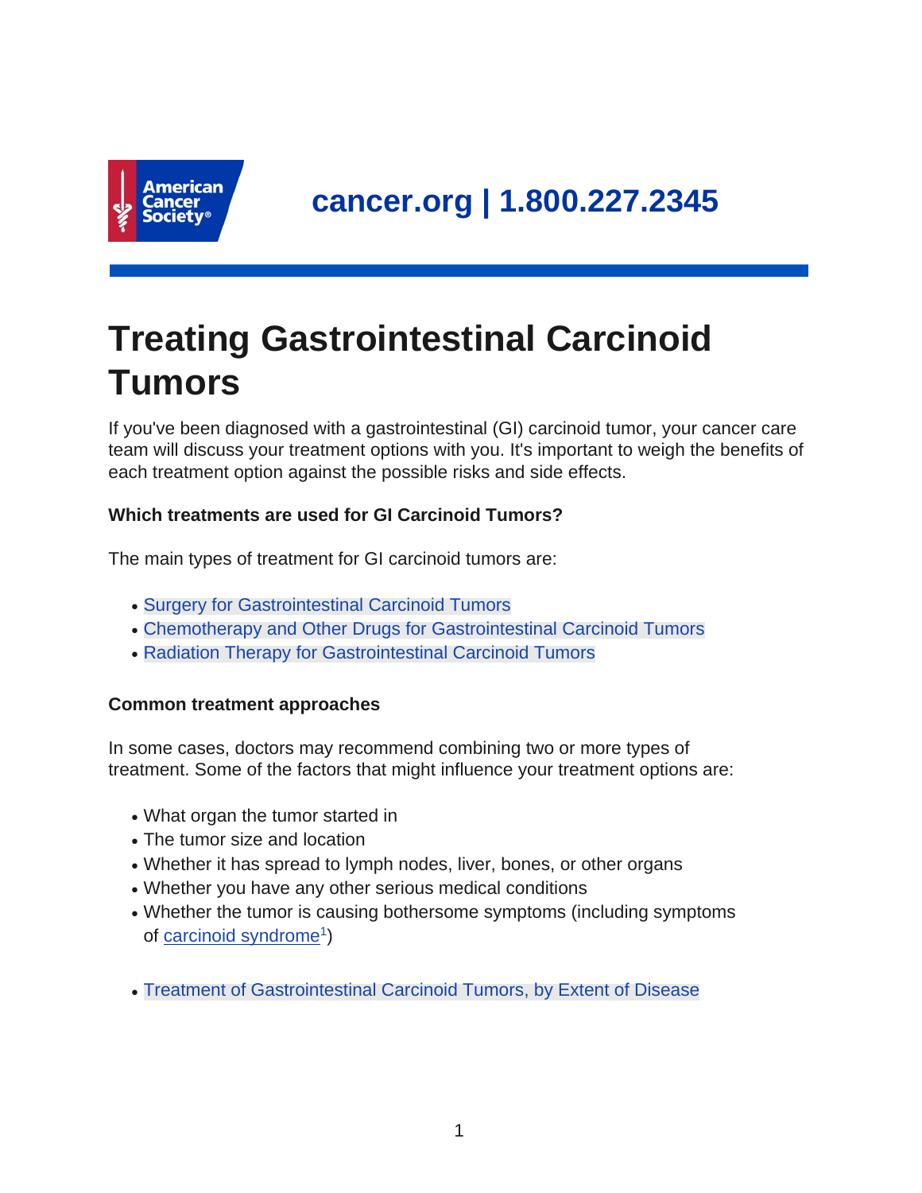cancer.org | 1.800.227.2345

# Treating Gastrointestinal Carcinoid Tumors

If you've been diagnosed with a gastrointestinal (GI) carcinoid tumor, your cancer care team will discuss your treatment options with you. It's important to weigh the benefits of each treatment option against the possible risks and side effects.

### Which treatments are used for GI Carcinoid Tumors?

The main types of treatment for GI carcinoid tumors are:

- Surgery for Gastrointestinal Carcinoid Tumors
- Chemotherapy and Other Drugs for Gastrointestinal Carcinoid Tumors
- Radiation Therapy for Gastrointestinal Carcinoid Tumors

### Common treatment approaches

In some cases, doctors may recommend combining two or more types of treatment. Some of the factors that might influence your treatment options are:

- What organ the tumor started in
- The tumor size and location
- Whether it has spread to lymph nodes, liver, bones, or other organs
- Whether you have any other serious medical conditions
- Whether the tumor is causing bothersome symptoms (including symptoms of carcinoid syndrome[1])

- Treatment of Gastrointestinal Carcinoid Tumors, by Extent of Disease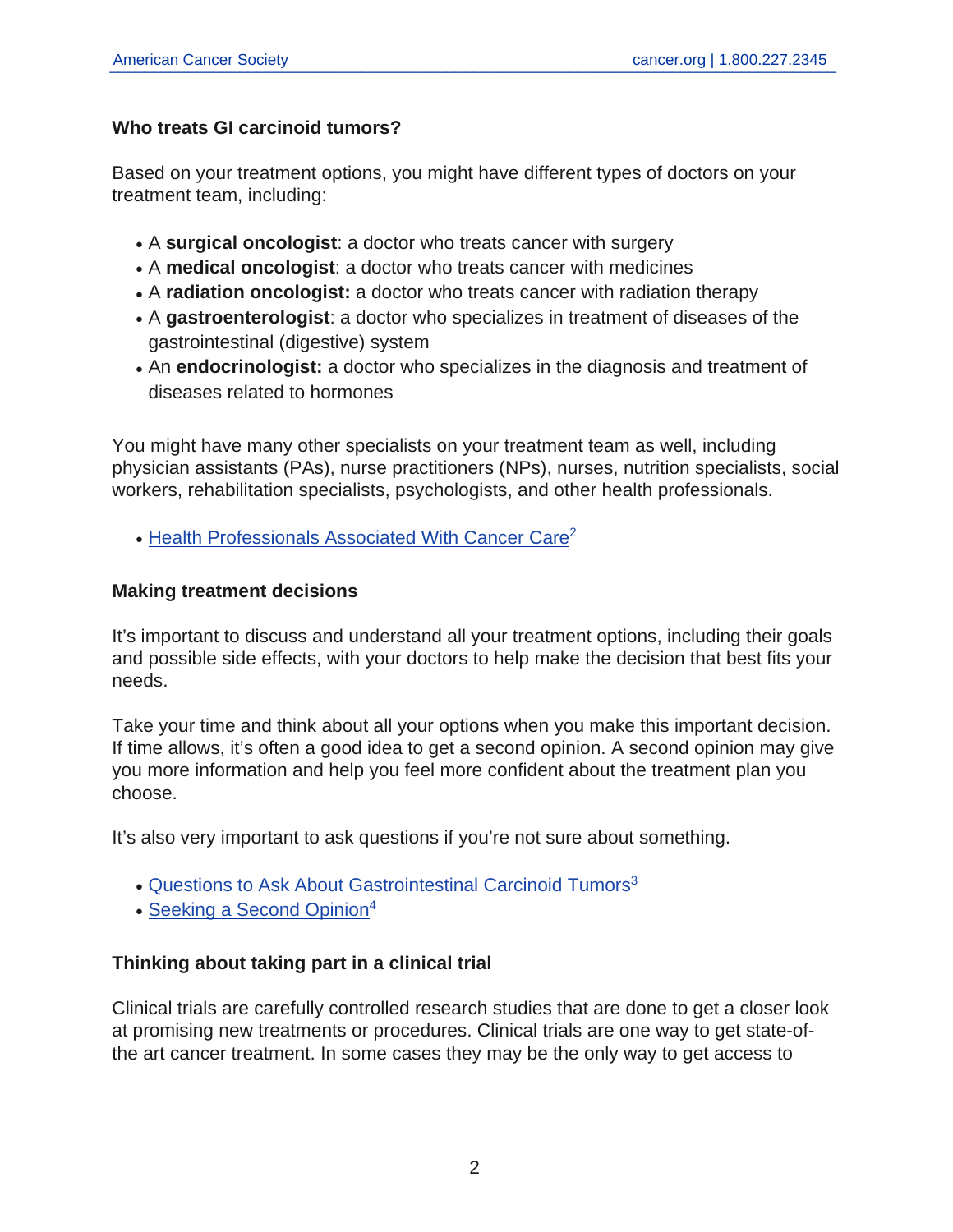### Who treats GI carcinoid tumors?

Based on your treatment options, you might have different types of doctors on your treatment team, including:

- A **surgical oncologist**: a doctor who treats cancer with surgery
- A **medical oncologist**: a doctor who treats cancer with medicines
- A **radiation oncologist:** a doctor who treats cancer with radiation therapy
- A **gastroenterologist**: a doctor who specializes in treatment of diseases of the gastrointestinal (digestive) system
- An **endocrinologist:** a doctor who specializes in the diagnosis and treatment of diseases related to hormones

You might have many other specialists on your treatment team as well, including physician assistants (PAs), nurse practitioners (NPs), nurses, nutrition specialists, social workers, rehabilitation specialists, psychologists, and other health professionals.

- Health Professionals Associated With Cancer Care[2]

### Making treatment decisions

It's important to discuss and understand all your treatment options, including their goals and possible side effects, with your doctors to help make the decision that best fits your needs.

Take your time and think about all your options when you make this important decision. If time allows, it's often a good idea to get a second opinion. A second opinion may give you more information and help you feel more confident about the treatment plan you choose.

It's also very important to ask questions if you're not sure about something.

- Questions to Ask About Gastrointestinal Carcinoid Tumors[3]
- Seeking a Second Opinion[4]

### Thinking about taking part in a clinical trial

Clinical trials are carefully controlled research studies that are done to get a closer look at promising new treatments or procedures. Clinical trials are one way to get state-of-the art cancer treatment. In some cases they may be the only way to get access to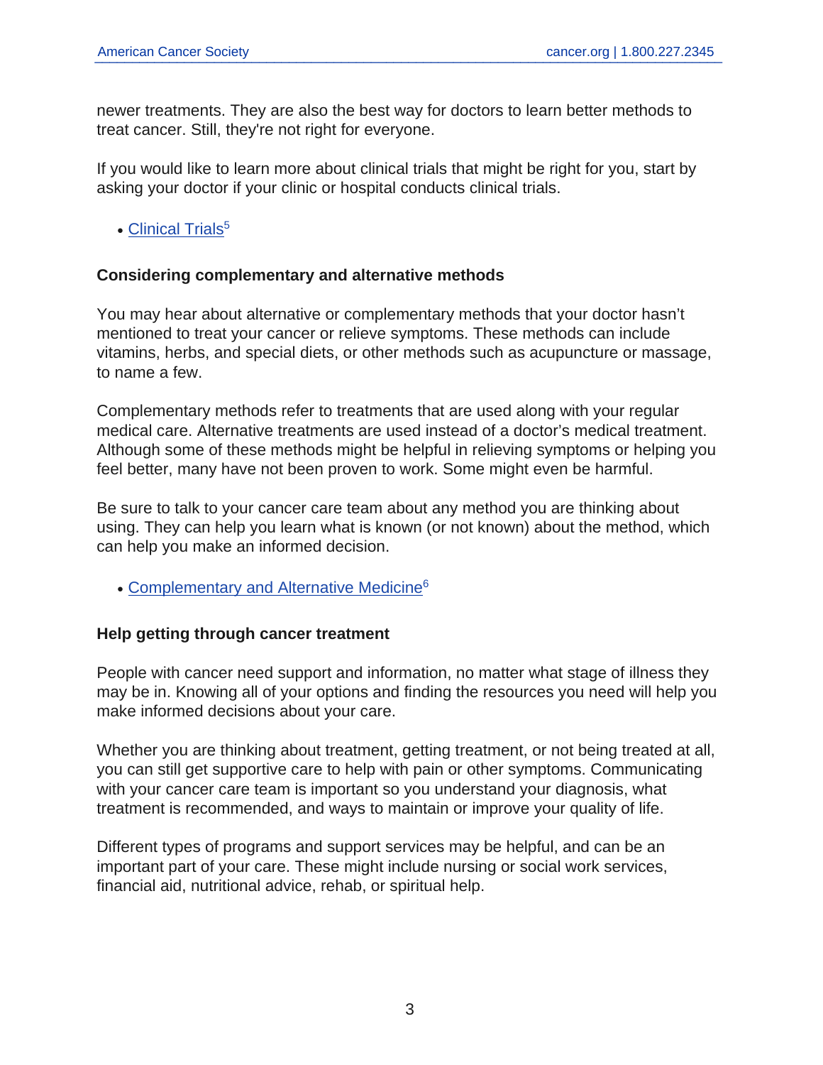newer treatments. They are also the best way for doctors to learn better methods to treat cancer. Still, they're not right for everyone.

If you would like to learn more about clinical trials that might be right for you, start by asking your doctor if your clinic or hospital conducts clinical trials.

- Clinical Trials[5]

### Considering complementary and alternative methods

You may hear about alternative or complementary methods that your doctor hasn't mentioned to treat your cancer or relieve symptoms. These methods can include vitamins, herbs, and special diets, or other methods such as acupuncture or massage, to name a few.

Complementary methods refer to treatments that are used along with your regular medical care. Alternative treatments are used instead of a doctor's medical treatment. Although some of these methods might be helpful in relieving symptoms or helping you feel better, many have not been proven to work. Some might even be harmful.

Be sure to talk to your cancer care team about any method you are thinking about using. They can help you learn what is known (or not known) about the method, which can help you make an informed decision.

- Complementary and Alternative Medicine[6]

### Help getting through cancer treatment

People with cancer need support and information, no matter what stage of illness they may be in. Knowing all of your options and finding the resources you need will help you make informed decisions about your care.

Whether you are thinking about treatment, getting treatment, or not being treated at all, you can still get supportive care to help with pain or other symptoms. Communicating with your cancer care team is important so you understand your diagnosis, what treatment is recommended, and ways to maintain or improve your quality of life.

Different types of programs and support services may be helpful, and can be an important part of your care. These might include nursing or social work services, financial aid, nutritional advice, rehab, or spiritual help.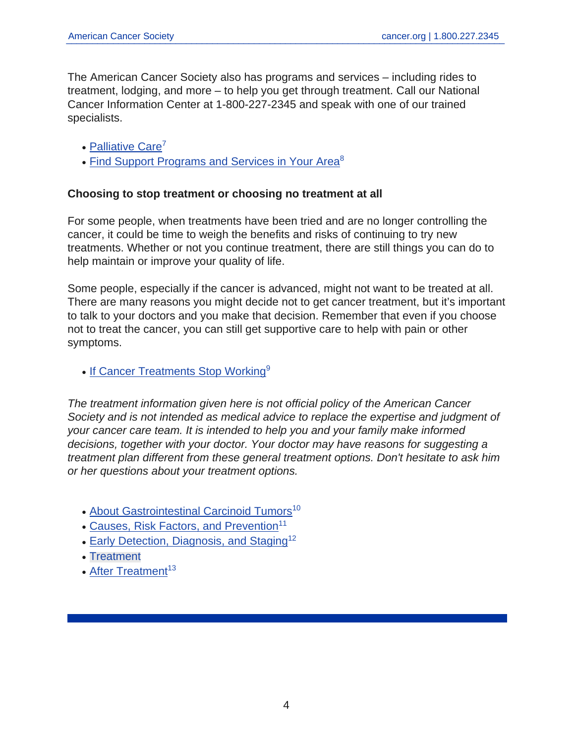The American Cancer Society also has programs and services – including rides to treatment, lodging, and more – to help you get through treatment. Call our National Cancer Information Center at 1-800-227-2345 and speak with one of our trained specialists.

- Palliative Care[7]
- Find Support Programs and Services in Your Area[8]

**Choosing to stop treatment or choosing no treatment at all**

For some people, when treatments have been tried and are no longer controlling the cancer, it could be time to weigh the benefits and risks of continuing to try new treatments. Whether or not you continue treatment, there are still things you can do to help maintain or improve your quality of life.

Some people, especially if the cancer is advanced, might not want to be treated at all. There are many reasons you might decide not to get cancer treatment, but it's important to talk to your doctors and you make that decision. Remember that even if you choose not to treat the cancer, you can still get supportive care to help with pain or other symptoms.

- If Cancer Treatments Stop Working[9]

*The treatment information given here is not official policy of the American Cancer Society and is not intended as medical advice to replace the expertise and judgment of your cancer care team. It is intended to help you and your family make informed decisions, together with your doctor. Your doctor may have reasons for suggesting a treatment plan different from these general treatment options. Don't hesitate to ask him or her questions about your treatment options.*

- About Gastrointestinal Carcinoid Tumors[10]
- Causes, Risk Factors, and Prevention[11]
- Early Detection, Diagnosis, and Staging[12]
- Treatment
- After Treatment[13]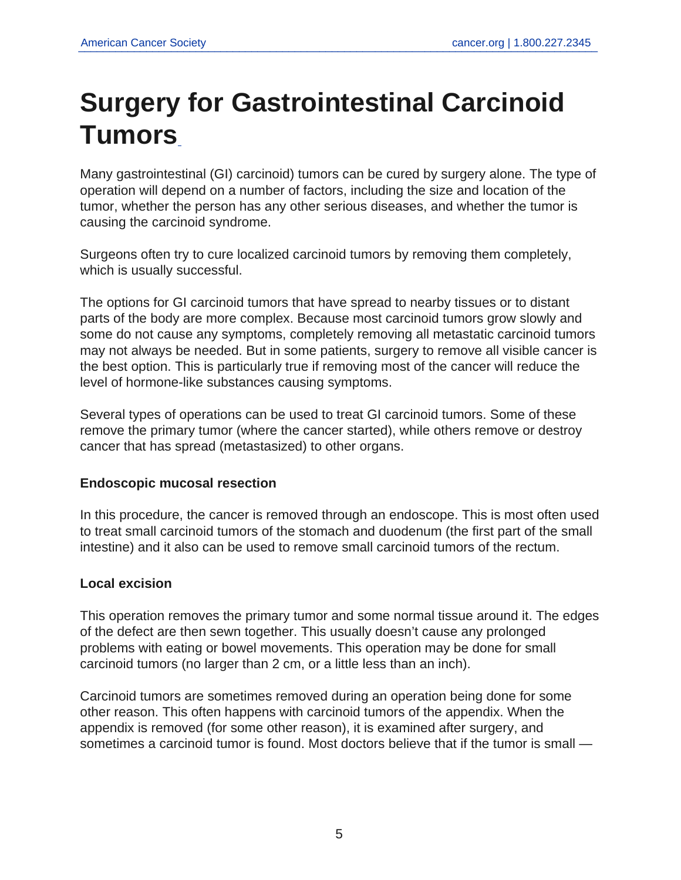# Surgery for Gastrointestinal Carcinoid Tumors

Many gastrointestinal (GI) carcinoid) tumors can be cured by surgery alone. The type of operation will depend on a number of factors, including the size and location of the tumor, whether the person has any other serious diseases, and whether the tumor is causing the carcinoid syndrome.

Surgeons often try to cure localized carcinoid tumors by removing them completely, which is usually successful.

The options for GI carcinoid tumors that have spread to nearby tissues or to distant parts of the body are more complex. Because most carcinoid tumors grow slowly and some do not cause any symptoms, completely removing all metastatic carcinoid tumors may not always be needed. But in some patients, surgery to remove all visible cancer is the best option. This is particularly true if removing most of the cancer will reduce the level of hormone-like substances causing symptoms.

Several types of operations can be used to treat GI carcinoid tumors. Some of these remove the primary tumor (where the cancer started), while others remove or destroy cancer that has spread (metastasized) to other organs.

### Endoscopic mucosal resection

In this procedure, the cancer is removed through an endoscope. This is most often used to treat small carcinoid tumors of the stomach and duodenum (the first part of the small intestine) and it also can be used to remove small carcinoid tumors of the rectum.

### Local excision

This operation removes the primary tumor and some normal tissue around it. The edges of the defect are then sewn together. This usually doesn't cause any prolonged problems with eating or bowel movements. This operation may be done for small carcinoid tumors (no larger than 2 cm, or a little less than an inch).

Carcinoid tumors are sometimes removed during an operation being done for some other reason. This often happens with carcinoid tumors of the appendix. When the appendix is removed (for some other reason), it is examined after surgery, and sometimes a carcinoid tumor is found. Most doctors believe that if the tumor is small —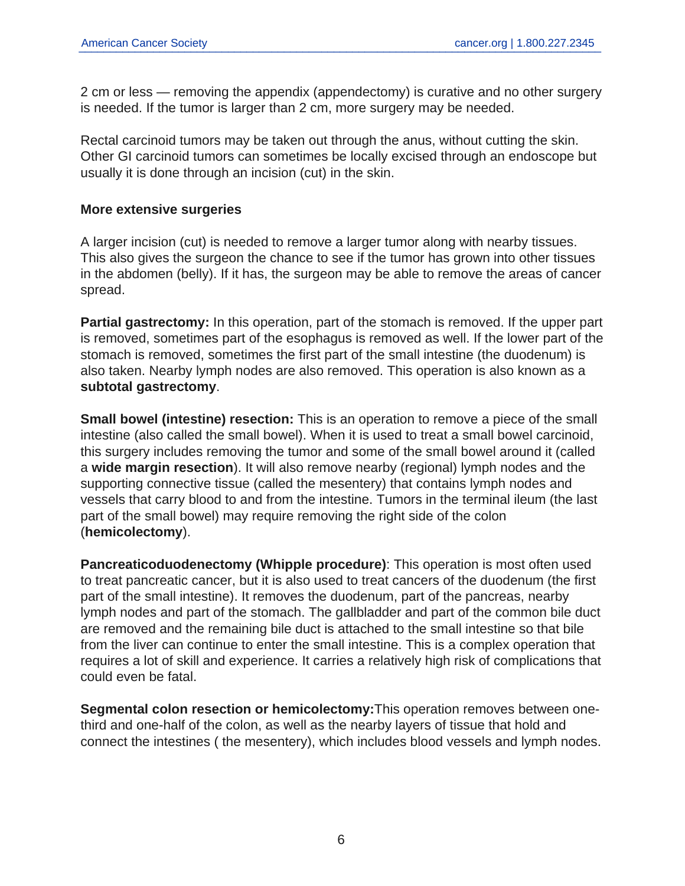2 cm or less — removing the appendix (appendectomy) is curative and no other surgery is needed. If the tumor is larger than 2 cm, more surgery may be needed.

Rectal carcinoid tumors may be taken out through the anus, without cutting the skin. Other GI carcinoid tumors can sometimes be locally excised through an endoscope but usually it is done through an incision (cut) in the skin.

### More extensive surgeries

A larger incision (cut) is needed to remove a larger tumor along with nearby tissues. This also gives the surgeon the chance to see if the tumor has grown into other tissues in the abdomen (belly). If it has, the surgeon may be able to remove the areas of cancer spread.

**Partial gastrectomy:** In this operation, part of the stomach is removed. If the upper part is removed, sometimes part of the esophagus is removed as well. If the lower part of the stomach is removed, sometimes the first part of the small intestine (the duodenum) is also taken. Nearby lymph nodes are also removed. This operation is also known as a **subtotal gastrectomy**.

**Small bowel (intestine) resection:** This is an operation to remove a piece of the small intestine (also called the small bowel). When it is used to treat a small bowel carcinoid, this surgery includes removing the tumor and some of the small bowel around it (called a **wide margin resection**). It will also remove nearby (regional) lymph nodes and the supporting connective tissue (called the mesentery) that contains lymph nodes and vessels that carry blood to and from the intestine. Tumors in the terminal ileum (the last part of the small bowel) may require removing the right side of the colon (**hemicolectomy**).

**Pancreaticoduodenectomy (Whipple procedure)**: This operation is most often used to treat pancreatic cancer, but it is also used to treat cancers of the duodenum (the first part of the small intestine). It removes the duodenum, part of the pancreas, nearby lymph nodes and part of the stomach. The gallbladder and part of the common bile duct are removed and the remaining bile duct is attached to the small intestine so that bile from the liver can continue to enter the small intestine. This is a complex operation that requires a lot of skill and experience. It carries a relatively high risk of complications that could even be fatal.

**Segmental colon resection or hemicolectomy:**This operation removes between one-third and one-half of the colon, as well as the nearby layers of tissue that hold and connect the intestines ( the mesentery), which includes blood vessels and lymph nodes.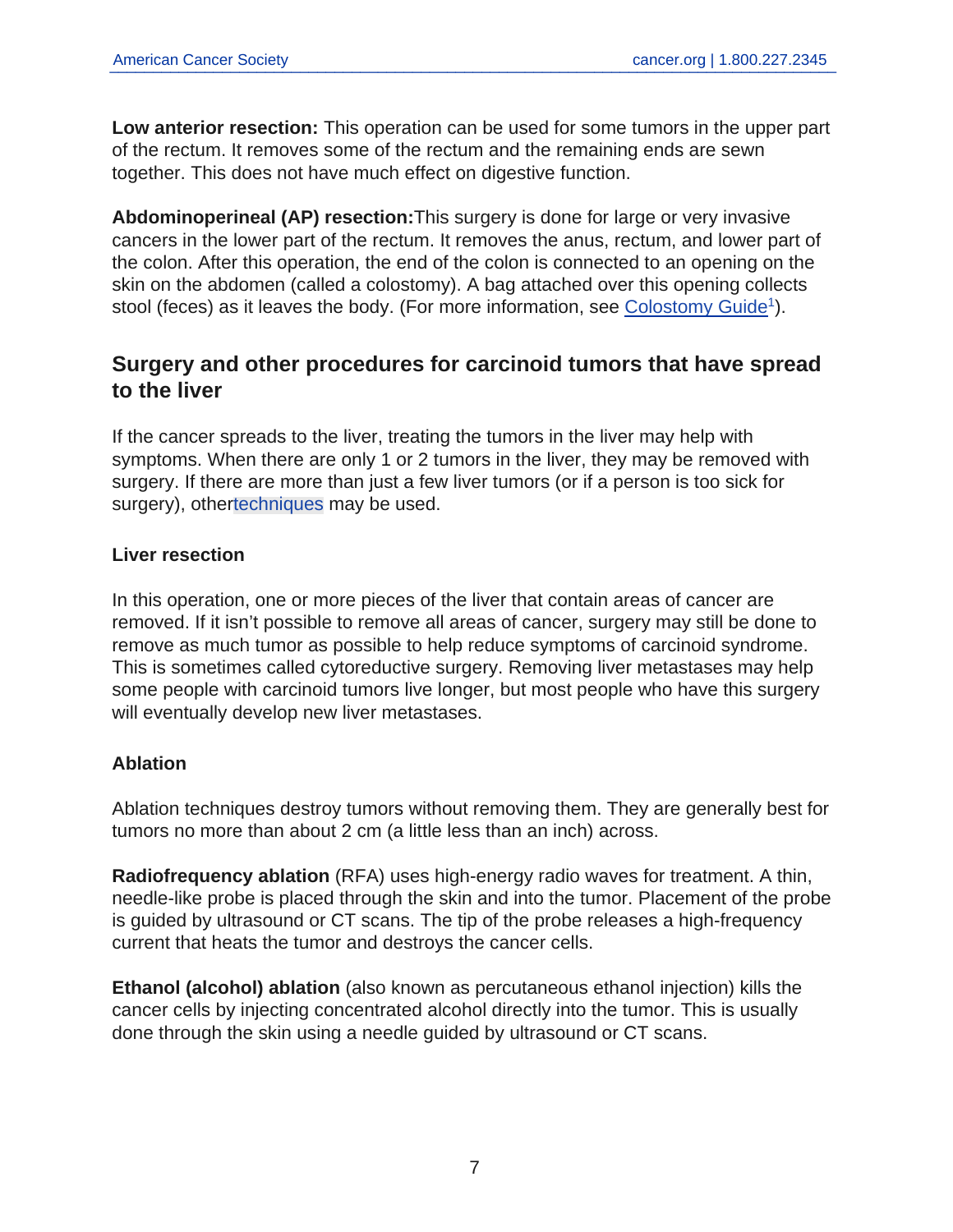**Low anterior resection:** This operation can be used for some tumors in the upper part of the rectum. It removes some of the rectum and the remaining ends are sewn together. This does not have much effect on digestive function.

**Abdominoperineal (AP) resection:**This surgery is done for large or very invasive cancers in the lower part of the rectum. It removes the anus, rectum, and lower part of the colon. After this operation, the end of the colon is connected to an opening on the skin on the abdomen (called a colostomy). A bag attached over this opening collects stool (feces) as it leaves the body. (For more information, see Colostomy Guide[1]).

## Surgery and other procedures for carcinoid tumors that have spread to the liver

If the cancer spreads to the liver, treating the tumors in the liver may help with symptoms. When there are only 1 or 2 tumors in the liver, they may be removed with surgery. If there are more than just a few liver tumors (or if a person is too sick for surgery), othertechniques may be used.

### Liver resection

In this operation, one or more pieces of the liver that contain areas of cancer are removed. If it isn't possible to remove all areas of cancer, surgery may still be done to remove as much tumor as possible to help reduce symptoms of carcinoid syndrome. This is sometimes called cytoreductive surgery. Removing liver metastases may help some people with carcinoid tumors live longer, but most people who have this surgery will eventually develop new liver metastases.

### Ablation

Ablation techniques destroy tumors without removing them. They are generally best for tumors no more than about 2 cm (a little less than an inch) across.

**Radiofrequency ablation** (RFA) uses high-energy radio waves for treatment. A thin, needle-like probe is placed through the skin and into the tumor. Placement of the probe is guided by ultrasound or CT scans. The tip of the probe releases a high-frequency current that heats the tumor and destroys the cancer cells.

**Ethanol (alcohol) ablation** (also known as percutaneous ethanol injection) kills the cancer cells by injecting concentrated alcohol directly into the tumor. This is usually done through the skin using a needle guided by ultrasound or CT scans.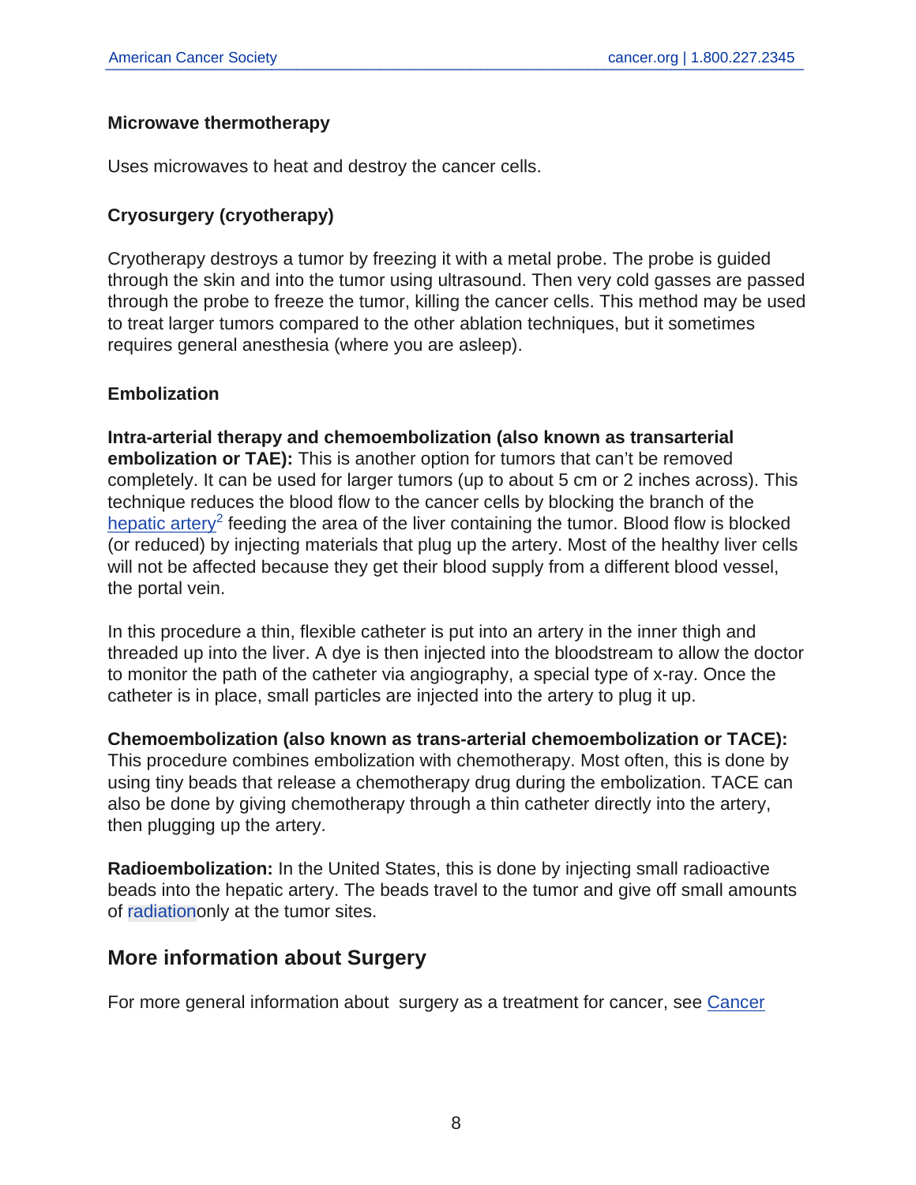### Microwave thermotherapy

Uses microwaves to heat and destroy the cancer cells.

### Cryosurgery (cryotherapy)

Cryotherapy destroys a tumor by freezing it with a metal probe. The probe is guided through the skin and into the tumor using ultrasound. Then very cold gasses are passed through the probe to freeze the tumor, killing the cancer cells. This method may be used to treat larger tumors compared to the other ablation techniques, but it sometimes requires general anesthesia (where you are asleep).

### Embolization

**Intra-arterial therapy and chemoembolization (also known as transarterial embolization or TAE):** This is another option for tumors that can't be removed completely. It can be used for larger tumors (up to about 5 cm or 2 inches across). This technique reduces the blood flow to the cancer cells by blocking the branch of the hepatic artery[2] feeding the area of the liver containing the tumor. Blood flow is blocked (or reduced) by injecting materials that plug up the artery. Most of the healthy liver cells will not be affected because they get their blood supply from a different blood vessel, the portal vein.

In this procedure a thin, flexible catheter is put into an artery in the inner thigh and threaded up into the liver. A dye is then injected into the bloodstream to allow the doctor to monitor the path of the catheter via angiography, a special type of x-ray. Once the catheter is in place, small particles are injected into the artery to plug it up.

**Chemoembolization (also known as trans-arterial chemoembolization or TACE):** This procedure combines embolization with chemotherapy. Most often, this is done by using tiny beads that release a chemotherapy drug during the embolization. TACE can also be done by giving chemotherapy through a thin catheter directly into the artery, then plugging up the artery.

**Radioembolization:** In the United States, this is done by injecting small radioactive beads into the hepatic artery. The beads travel to the tumor and give off small amounts of radiationonly at the tumor sites.

## More information about Surgery

For more general information about surgery as a treatment for cancer, see Cancer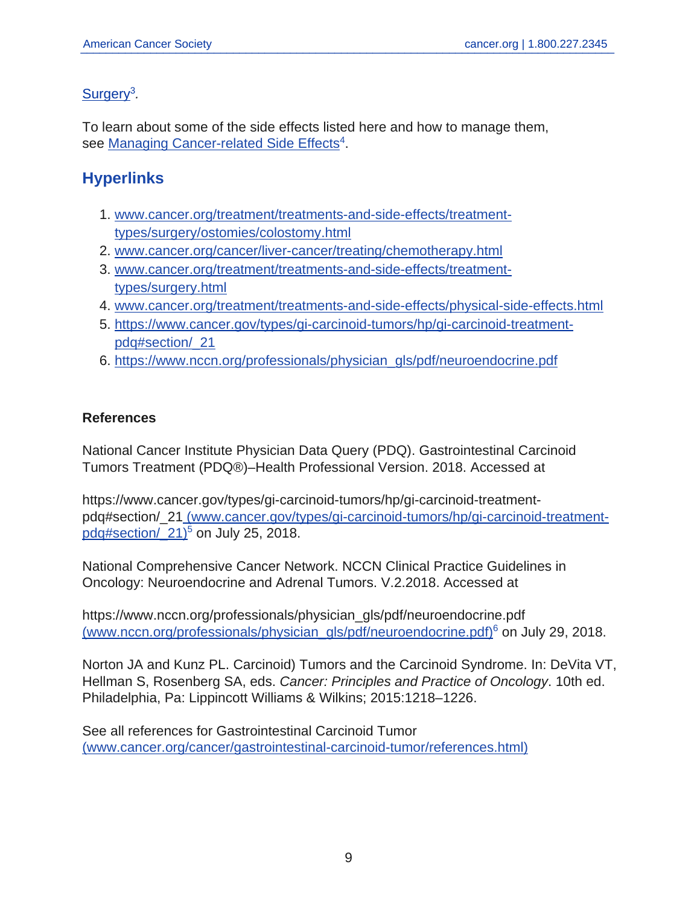Surgery[3].

To learn about some of the side effects listed here and how to manage them, see Managing Cancer-related Side Effects[4].

## Hyperlinks

1. www.cancer.org/treatment/treatments-and-side-effects/treatment-types/surgery/ostomies/colostomy.html
2. www.cancer.org/cancer/liver-cancer/treating/chemotherapy.html
3. www.cancer.org/treatment/treatments-and-side-effects/treatment-types/surgery.html
4. www.cancer.org/treatment/treatments-and-side-effects/physical-side-effects.html
5. https://www.cancer.gov/types/gi-carcinoid-tumors/hp/gi-carcinoid-treatment-pdq#section/_21
6. https://www.nccn.org/professionals/physician_gls/pdf/neuroendocrine.pdf

**References**

National Cancer Institute Physician Data Query (PDQ). Gastrointestinal Carcinoid Tumors Treatment (PDQ®)–Health Professional Version. 2018. Accessed at

https://www.cancer.gov/types/gi-carcinoid-tumors/hp/gi-carcinoid-treatment-pdq#section/_21 (www.cancer.gov/types/gi-carcinoid-tumors/hp/gi-carcinoid-treatment-pdq#section/_21)[5] on July 25, 2018.

National Comprehensive Cancer Network. NCCN Clinical Practice Guidelines in Oncology: Neuroendocrine and Adrenal Tumors. V.2.2018. Accessed at

https://www.nccn.org/professionals/physician_gls/pdf/neuroendocrine.pdf (www.nccn.org/professionals/physician_gls/pdf/neuroendocrine.pdf)[6] on July 29, 2018.

Norton JA and Kunz PL. Carcinoid) Tumors and the Carcinoid Syndrome. In: DeVita VT, Hellman S, Rosenberg SA, eds. *Cancer: Principles and Practice of Oncology*. 10th ed. Philadelphia, Pa: Lippincott Williams & Wilkins; 2015:1218–1226.

See all references for Gastrointestinal Carcinoid Tumor (www.cancer.org/cancer/gastrointestinal-carcinoid-tumor/references.html)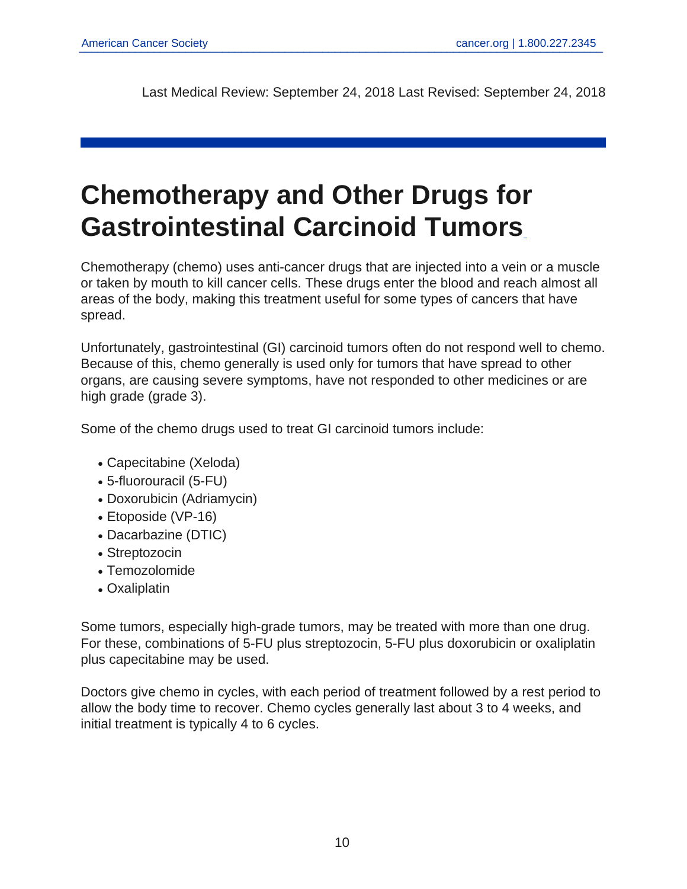Last Medical Review: September 24, 2018 Last Revised: September 24, 2018

# Chemotherapy and Other Drugs for Gastrointestinal Carcinoid Tumors

Chemotherapy (chemo) uses anti-cancer drugs that are injected into a vein or a muscle or taken by mouth to kill cancer cells. These drugs enter the blood and reach almost all areas of the body, making this treatment useful for some types of cancers that have spread.

Unfortunately, gastrointestinal (GI) carcinoid tumors often do not respond well to chemo. Because of this, chemo generally is used only for tumors that have spread to other organs, are causing severe symptoms, have not responded to other medicines or are high grade (grade 3).

Some of the chemo drugs used to treat GI carcinoid tumors include:

- Capecitabine (Xeloda)
- 5-fluorouracil (5-FU)
- Doxorubicin (Adriamycin)
- Etoposide (VP-16)
- Dacarbazine (DTIC)
- Streptozocin
- Temozolomide
- Oxaliplatin

Some tumors, especially high-grade tumors, may be treated with more than one drug. For these, combinations of 5-FU plus streptozocin, 5-FU plus doxorubicin or oxaliplatin plus capecitabine may be used.

Doctors give chemo in cycles, with each period of treatment followed by a rest period to allow the body time to recover. Chemo cycles generally last about 3 to 4 weeks, and initial treatment is typically 4 to 6 cycles.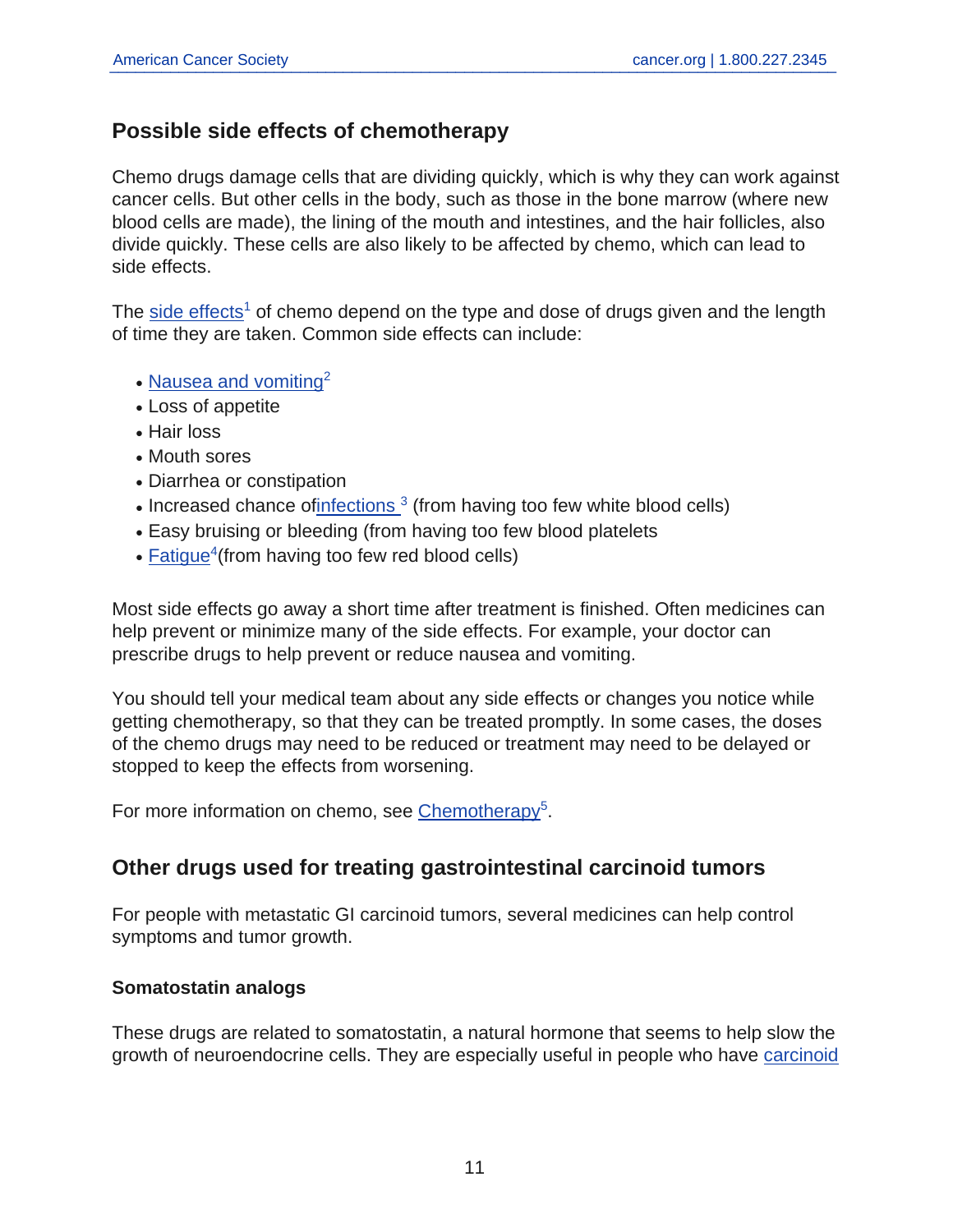## Possible side effects of chemotherapy

Chemo drugs damage cells that are dividing quickly, which is why they can work against cancer cells. But other cells in the body, such as those in the bone marrow (where new blood cells are made), the lining of the mouth and intestines, and the hair follicles, also divide quickly. These cells are also likely to be affected by chemo, which can lead to side effects.

The side effects[1] of chemo depend on the type and dose of drugs given and the length of time they are taken. Common side effects can include:

- Nausea and vomiting[2]
- Loss of appetite
- Hair loss
- Mouth sores
- Diarrhea or constipation
- Increased chance ofinfections [3] (from having too few white blood cells)
- Easy bruising or bleeding (from having too few blood platelets
- Fatigue[4](from having too few red blood cells)

Most side effects go away a short time after treatment is finished. Often medicines can help prevent or minimize many of the side effects. For example, your doctor can prescribe drugs to help prevent or reduce nausea and vomiting.

You should tell your medical team about any side effects or changes you notice while getting chemotherapy, so that they can be treated promptly. In some cases, the doses of the chemo drugs may need to be reduced or treatment may need to be delayed or stopped to keep the effects from worsening.

For more information on chemo, see Chemotherapy[5].

## Other drugs used for treating gastrointestinal carcinoid tumors

For people with metastatic GI carcinoid tumors, several medicines can help control symptoms and tumor growth.

### Somatostatin analogs

These drugs are related to somatostatin, a natural hormone that seems to help slow the growth of neuroendocrine cells. They are especially useful in people who have carcinoid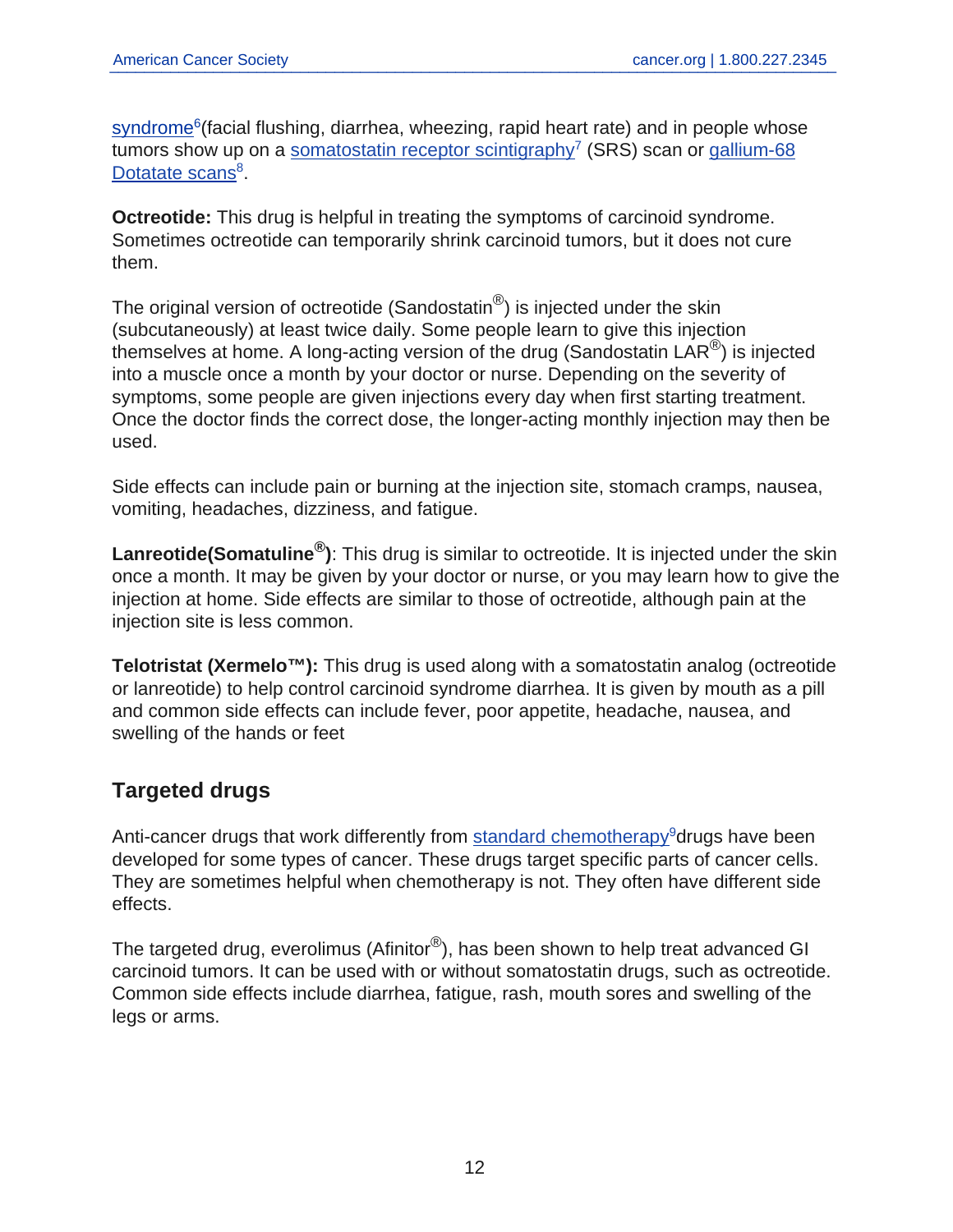syndrome[6](facial flushing, diarrhea, wheezing, rapid heart rate) and in people whose tumors show up on a somatostatin receptor scintigraphy[7] (SRS) scan or gallium-68 Dotatate scans[8].

**Octreotide:** This drug is helpful in treating the symptoms of carcinoid syndrome. Sometimes octreotide can temporarily shrink carcinoid tumors, but it does not cure them.

The original version of octreotide (Sandostatin®) is injected under the skin (subcutaneously) at least twice daily. Some people learn to give this injection themselves at home. A long-acting version of the drug (Sandostatin LAR®) is injected into a muscle once a month by your doctor or nurse. Depending on the severity of symptoms, some people are given injections every day when first starting treatment. Once the doctor finds the correct dose, the longer-acting monthly injection may then be used.

Side effects can include pain or burning at the injection site, stomach cramps, nausea, vomiting, headaches, dizziness, and fatigue.

**Lanreotide(Somatuline®)**: This drug is similar to octreotide. It is injected under the skin once a month. It may be given by your doctor or nurse, or you may learn how to give the injection at home. Side effects are similar to those of octreotide, although pain at the injection site is less common.

**Telotristat (Xermelo™):** This drug is used along with a somatostatin analog (octreotide or lanreotide) to help control carcinoid syndrome diarrhea. It is given by mouth as a pill and common side effects can include fever, poor appetite, headache, nausea, and swelling of the hands or feet

## Targeted drugs

Anti-cancer drugs that work differently from standard chemotherapy[9]drugs have been developed for some types of cancer. These drugs target specific parts of cancer cells. They are sometimes helpful when chemotherapy is not. They often have different side effects.

The targeted drug, everolimus (Afinitor®), has been shown to help treat advanced GI carcinoid tumors. It can be used with or without somatostatin drugs, such as octreotide. Common side effects include diarrhea, fatigue, rash, mouth sores and swelling of the legs or arms.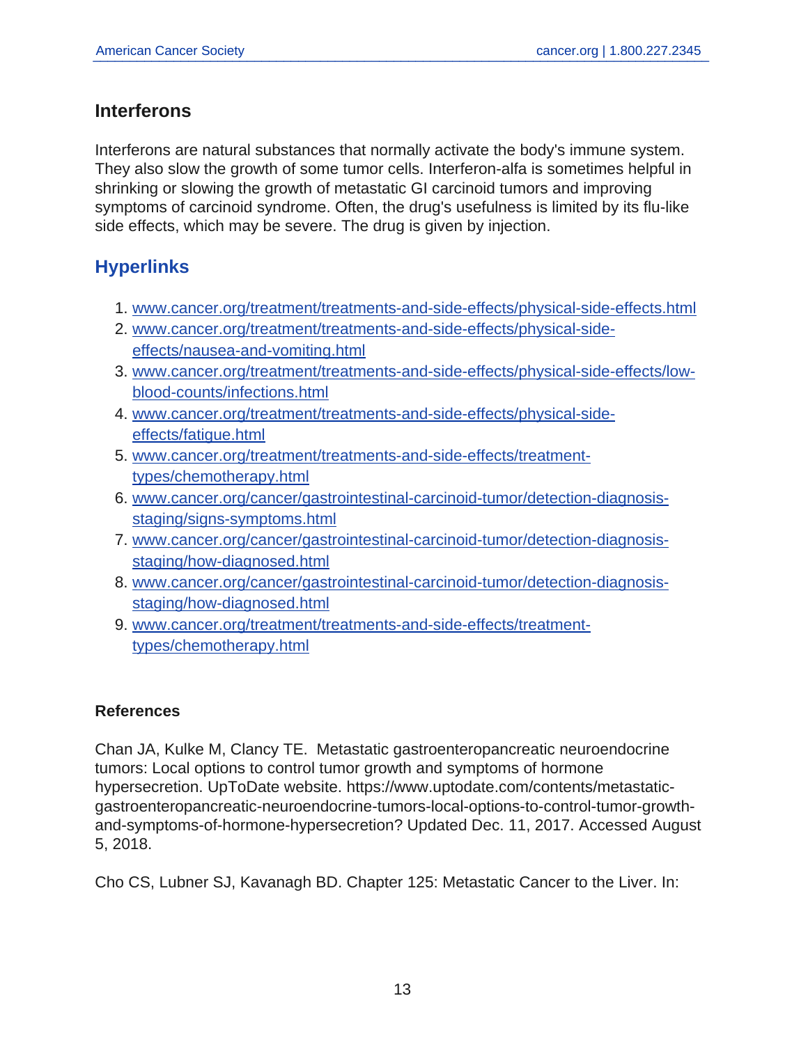### Interferons

Interferons are natural substances that normally activate the body's immune system. They also slow the growth of some tumor cells. Interferon-alfa is sometimes helpful in shrinking or slowing the growth of metastatic GI carcinoid tumors and improving symptoms of carcinoid syndrome. Often, the drug's usefulness is limited by its flu-like side effects, which may be severe. The drug is given by injection.

## Hyperlinks

1. www.cancer.org/treatment/treatments-and-side-effects/physical-side-effects.html
2. www.cancer.org/treatment/treatments-and-side-effects/physical-side-effects/nausea-and-vomiting.html
3. www.cancer.org/treatment/treatments-and-side-effects/physical-side-effects/low-blood-counts/infections.html
4. www.cancer.org/treatment/treatments-and-side-effects/physical-side-effects/fatigue.html
5. www.cancer.org/treatment/treatments-and-side-effects/treatment-types/chemotherapy.html
6. www.cancer.org/cancer/gastrointestinal-carcinoid-tumor/detection-diagnosis-staging/signs-symptoms.html
7. www.cancer.org/cancer/gastrointestinal-carcinoid-tumor/detection-diagnosis-staging/how-diagnosed.html
8. www.cancer.org/cancer/gastrointestinal-carcinoid-tumor/detection-diagnosis-staging/how-diagnosed.html
9. www.cancer.org/treatment/treatments-and-side-effects/treatment-types/chemotherapy.html

#### References

Chan JA, Kulke M, Clancy TE. Metastatic gastroenteropancreatic neuroendocrine tumors: Local options to control tumor growth and symptoms of hormone hypersecretion. UpToDate website. https://www.uptodate.com/contents/metastatic-gastroenteropancreatic-neuroendocrine-tumors-local-options-to-control-tumor-growth-and-symptoms-of-hormone-hypersecretion? Updated Dec. 11, 2017. Accessed August 5, 2018.

Cho CS, Lubner SJ, Kavanagh BD. Chapter 125: Metastatic Cancer to the Liver. In: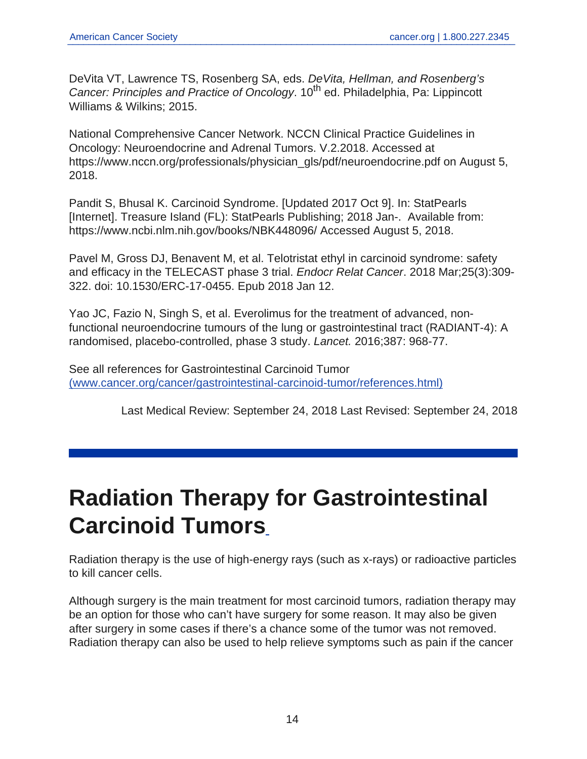DeVita VT, Lawrence TS, Rosenberg SA, eds. *DeVita, Hellman, and Rosenberg's Cancer: Principles and Practice of Oncology*. 10th ed. Philadelphia, Pa: Lippincott Williams & Wilkins; 2015.

National Comprehensive Cancer Network. NCCN Clinical Practice Guidelines in Oncology: Neuroendocrine and Adrenal Tumors. V.2.2018. Accessed at https://www.nccn.org/professionals/physician_gls/pdf/neuroendocrine.pdf on August 5, 2018.

Pandit S, Bhusal K. Carcinoid Syndrome. [Updated 2017 Oct 9]. In: StatPearls [Internet]. Treasure Island (FL): StatPearls Publishing; 2018 Jan-. Available from: https://www.ncbi.nlm.nih.gov/books/NBK448096/ Accessed August 5, 2018.

Pavel M, Gross DJ, Benavent M, et al. Telotristat ethyl in carcinoid syndrome: safety and efficacy in the TELECAST phase 3 trial. *Endocr Relat Cancer*. 2018 Mar;25(3):309-322. doi: 10.1530/ERC-17-0455. Epub 2018 Jan 12.

Yao JC, Fazio N, Singh S, et al. Everolimus for the treatment of advanced, non-functional neuroendocrine tumours of the lung or gastrointestinal tract (RADIANT-4): A randomised, placebo-controlled, phase 3 study. *Lancet.* 2016;387: 968-77.

See all references for Gastrointestinal Carcinoid Tumor (www.cancer.org/cancer/gastrointestinal-carcinoid-tumor/references.html)

Last Medical Review: September 24, 2018 Last Revised: September 24, 2018

# Radiation Therapy for Gastrointestinal Carcinoid Tumors

Radiation therapy is the use of high-energy rays (such as x-rays) or radioactive particles to kill cancer cells.

Although surgery is the main treatment for most carcinoid tumors, radiation therapy may be an option for those who can't have surgery for some reason. It may also be given after surgery in some cases if there's a chance some of the tumor was not removed. Radiation therapy can also be used to help relieve symptoms such as pain if the cancer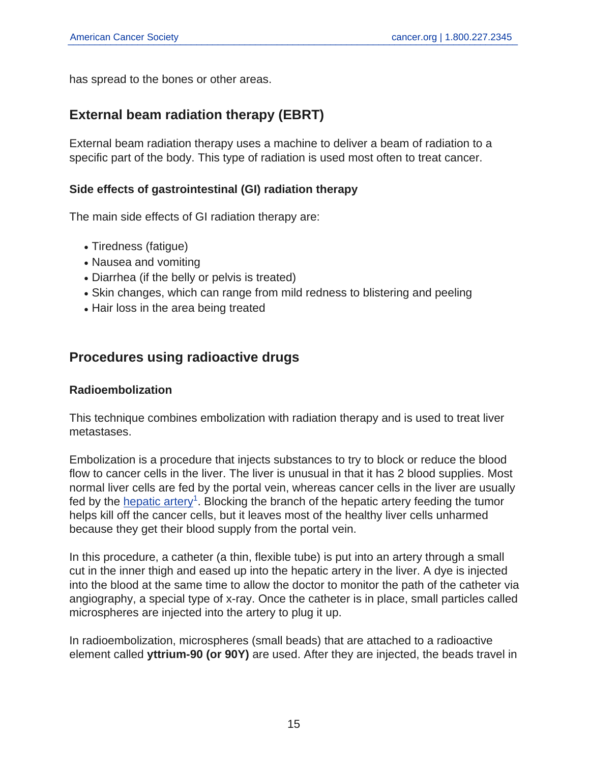has spread to the bones or other areas.

## External beam radiation therapy (EBRT)

External beam radiation therapy uses a machine to deliver a beam of radiation to a specific part of the body. This type of radiation is used most often to treat cancer.

### Side effects of gastrointestinal (GI) radiation therapy

The main side effects of GI radiation therapy are:

- Tiredness (fatigue)
- Nausea and vomiting
- Diarrhea (if the belly or pelvis is treated)
- Skin changes, which can range from mild redness to blistering and peeling
- Hair loss in the area being treated

## Procedures using radioactive drugs

### Radioembolization

This technique combines embolization with radiation therapy and is used to treat liver metastases.

Embolization is a procedure that injects substances to try to block or reduce the blood flow to cancer cells in the liver. The liver is unusual in that it has 2 blood supplies. Most normal liver cells are fed by the portal vein, whereas cancer cells in the liver are usually fed by the hepatic artery[1]. Blocking the branch of the hepatic artery feeding the tumor helps kill off the cancer cells, but it leaves most of the healthy liver cells unharmed because they get their blood supply from the portal vein.

In this procedure, a catheter (a thin, flexible tube) is put into an artery through a small cut in the inner thigh and eased up into the hepatic artery in the liver. A dye is injected into the blood at the same time to allow the doctor to monitor the path of the catheter via angiography, a special type of x-ray. Once the catheter is in place, small particles called microspheres are injected into the artery to plug it up.

In radioembolization, microspheres (small beads) that are attached to a radioactive element called **yttrium-90 (or 90Y)** are used. After they are injected, the beads travel in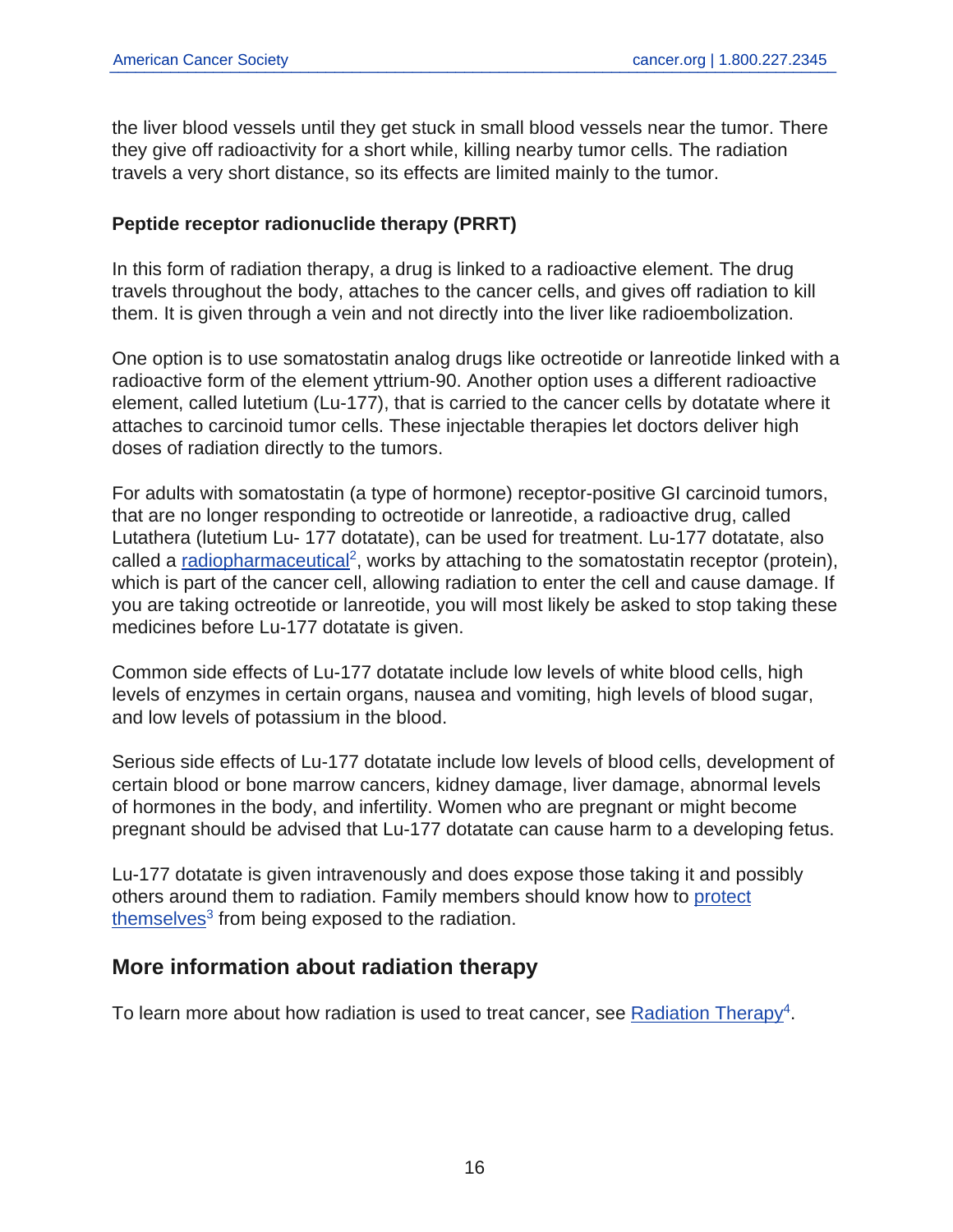the liver blood vessels until they get stuck in small blood vessels near the tumor. There they give off radioactivity for a short while, killing nearby tumor cells. The radiation travels a very short distance, so its effects are limited mainly to the tumor.

**Peptide receptor radionuclide therapy (PRRT)**

In this form of radiation therapy, a drug is linked to a radioactive element. The drug travels throughout the body, attaches to the cancer cells, and gives off radiation to kill them. It is given through a vein and not directly into the liver like radioembolization.

One option is to use somatostatin analog drugs like octreotide or lanreotide linked with a radioactive form of the element yttrium-90. Another option uses a different radioactive element, called lutetium (Lu-177), that is carried to the cancer cells by dotatate where it attaches to carcinoid tumor cells. These injectable therapies let doctors deliver high doses of radiation directly to the tumors.

For adults with somatostatin (a type of hormone) receptor-positive GI carcinoid tumors, that are no longer responding to octreotide or lanreotide, a radioactive drug, called Lutathera (lutetium Lu- 177 dotatate), can be used for treatment. Lu-177 dotatate, also called a radiopharmaceutical[2], works by attaching to the somatostatin receptor (protein), which is part of the cancer cell, allowing radiation to enter the cell and cause damage. If you are taking octreotide or lanreotide, you will most likely be asked to stop taking these medicines before Lu-177 dotatate is given.

Common side effects of Lu-177 dotatate include low levels of white blood cells, high levels of enzymes in certain organs, nausea and vomiting, high levels of blood sugar, and low levels of potassium in the blood.

Serious side effects of Lu-177 dotatate include low levels of blood cells, development of certain blood or bone marrow cancers, kidney damage, liver damage, abnormal levels of hormones in the body, and infertility. Women who are pregnant or might become pregnant should be advised that Lu-177 dotatate can cause harm to a developing fetus.

Lu-177 dotatate is given intravenously and does expose those taking it and possibly others around them to radiation. Family members should know how to protect themselves[3] from being exposed to the radiation.

## More information about radiation therapy

To learn more about how radiation is used to treat cancer, see Radiation Therapy[4].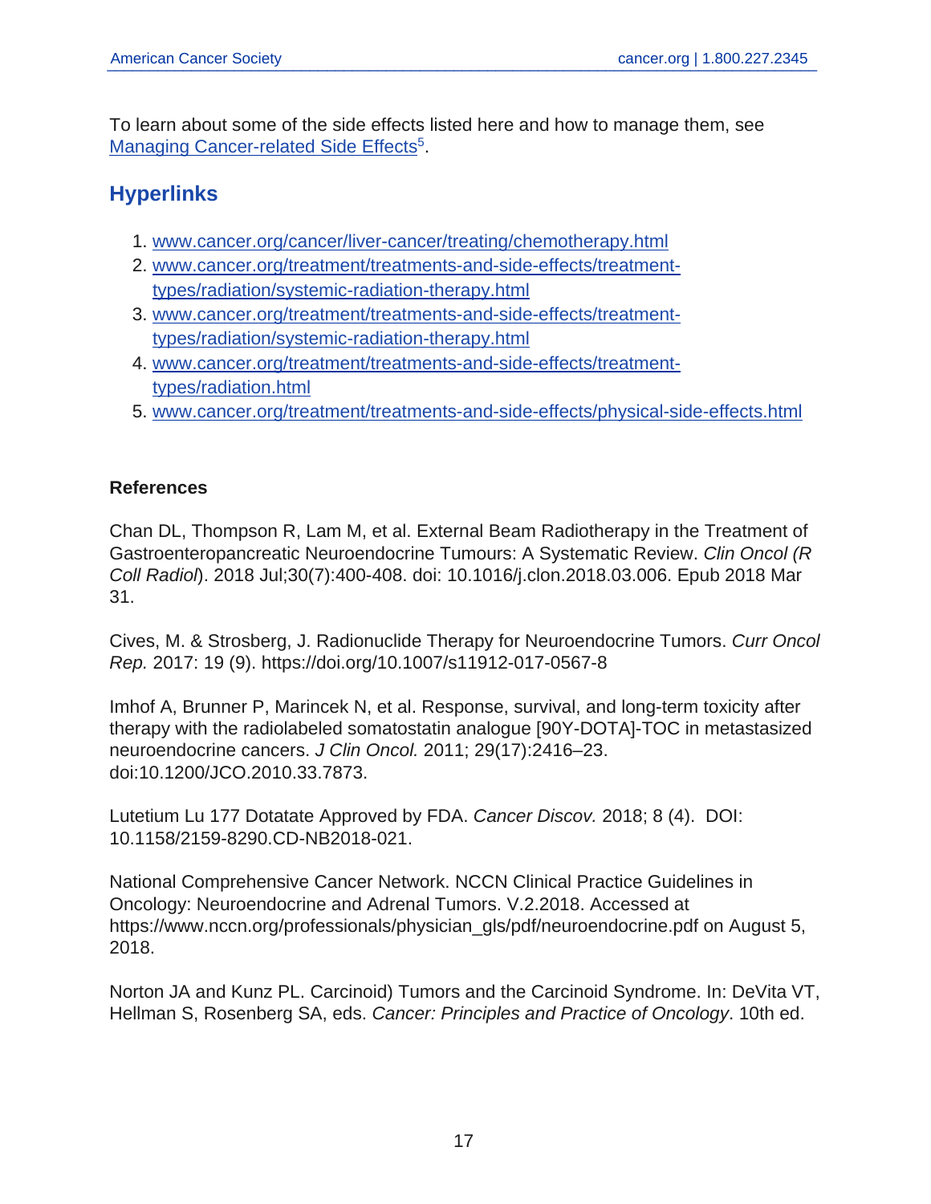To learn about some of the side effects listed here and how to manage them, see Managing Cancer-related Side Effects[5].

## Hyperlinks

1. www.cancer.org/cancer/liver-cancer/treating/chemotherapy.html
2. www.cancer.org/treatment/treatments-and-side-effects/treatment-types/radiation/systemic-radiation-therapy.html
3. www.cancer.org/treatment/treatments-and-side-effects/treatment-types/radiation/systemic-radiation-therapy.html
4. www.cancer.org/treatment/treatments-and-side-effects/treatment-types/radiation.html
5. www.cancer.org/treatment/treatments-and-side-effects/physical-side-effects.html

**References**

Chan DL, Thompson R, Lam M, et al. External Beam Radiotherapy in the Treatment of Gastroenteropancreatic Neuroendocrine Tumours: A Systematic Review. *Clin Oncol (R Coll Radiol*). 2018 Jul;30(7):400-408. doi: 10.1016/j.clon.2018.03.006. Epub 2018 Mar 31.

Cives, M. & Strosberg, J. Radionuclide Therapy for Neuroendocrine Tumors. *Curr Oncol Rep.* 2017: 19 (9). https://doi.org/10.1007/s11912-017-0567-8

Imhof A, Brunner P, Marincek N, et al. Response, survival, and long-term toxicity after therapy with the radiolabeled somatostatin analogue [90Y-DOTA]-TOC in metastasized neuroendocrine cancers. *J Clin Oncol.* 2011; 29(17):2416–23. doi:10.1200/JCO.2010.33.7873.

Lutetium Lu 177 Dotatate Approved by FDA. *Cancer Discov.* 2018; 8 (4). DOI: 10.1158/2159-8290.CD-NB2018-021.

National Comprehensive Cancer Network. NCCN Clinical Practice Guidelines in Oncology: Neuroendocrine and Adrenal Tumors. V.2.2018. Accessed at https://www.nccn.org/professionals/physician_gls/pdf/neuroendocrine.pdf on August 5, 2018.

Norton JA and Kunz PL. Carcinoid) Tumors and the Carcinoid Syndrome. In: DeVita VT, Hellman S, Rosenberg SA, eds. *Cancer: Principles and Practice of Oncology*. 10th ed.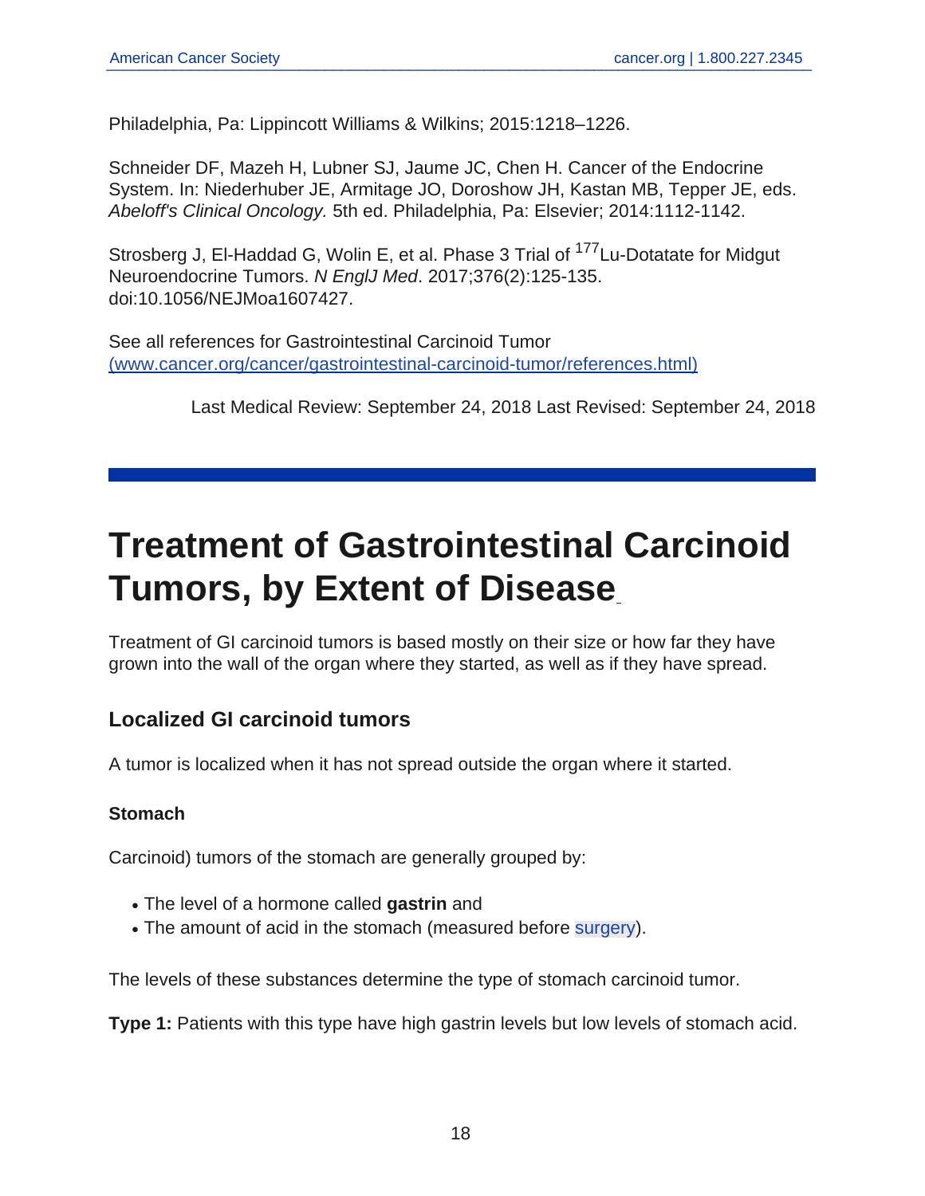Philadelphia, Pa: Lippincott Williams & Wilkins; 2015:1218–1226.

Schneider DF, Mazeh H, Lubner SJ, Jaume JC, Chen H. Cancer of the Endocrine System. In: Niederhuber JE, Armitage JO, Doroshow JH, Kastan MB, Tepper JE, eds. *Abeloff's Clinical Oncology.* 5th ed. Philadelphia, Pa: Elsevier; 2014:1112-1142.

Strosberg J, El-Haddad G, Wolin E, et al. Phase 3 Trial of $^{177}$Lu-Dotatate for Midgut Neuroendocrine Tumors. *N EnglJ Med*. 2017;376(2):125-135. doi:10.1056/NEJMoa1607427.

See all references for Gastrointestinal Carcinoid Tumor (www.cancer.org/cancer/gastrointestinal-carcinoid-tumor/references.html)

Last Medical Review: September 24, 2018 Last Revised: September 24, 2018

# Treatment of Gastrointestinal Carcinoid Tumors, by Extent of Disease

Treatment of GI carcinoid tumors is based mostly on their size or how far they have grown into the wall of the organ where they started, as well as if they have spread.

## Localized GI carcinoid tumors

A tumor is localized when it has not spread outside the organ where it started.

### Stomach

Carcinoid) tumors of the stomach are generally grouped by:

- The level of a hormone called **gastrin** and
- The amount of acid in the stomach (measured before surgery).

The levels of these substances determine the type of stomach carcinoid tumor.

**Type 1:** Patients with this type have high gastrin levels but low levels of stomach acid.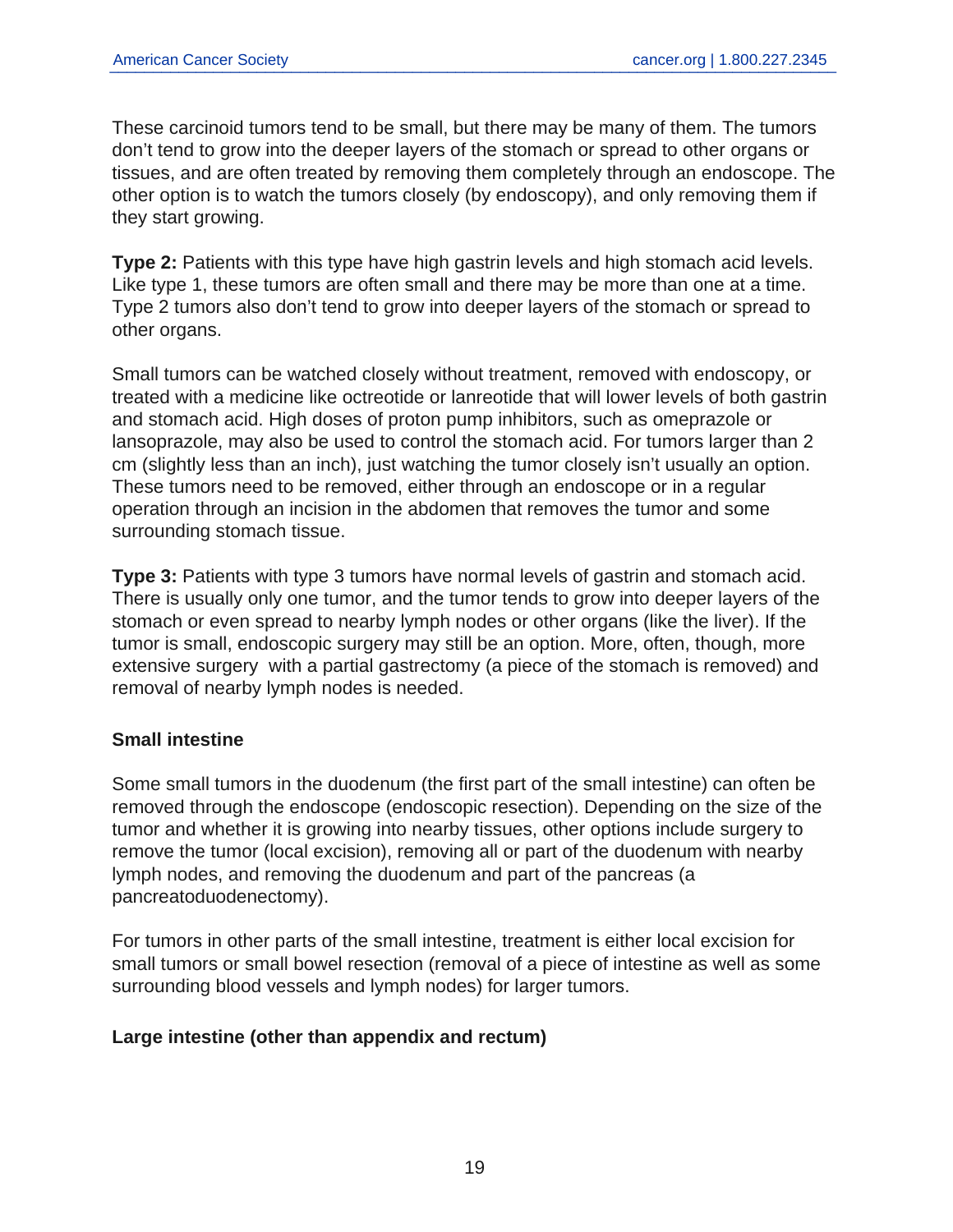These carcinoid tumors tend to be small, but there may be many of them. The tumors don't tend to grow into the deeper layers of the stomach or spread to other organs or tissues, and are often treated by removing them completely through an endoscope. The other option is to watch the tumors closely (by endoscopy), and only removing them if they start growing.

**Type 2:** Patients with this type have high gastrin levels and high stomach acid levels. Like type 1, these tumors are often small and there may be more than one at a time. Type 2 tumors also don't tend to grow into deeper layers of the stomach or spread to other organs.

Small tumors can be watched closely without treatment, removed with endoscopy, or treated with a medicine like octreotide or lanreotide that will lower levels of both gastrin and stomach acid. High doses of proton pump inhibitors, such as omeprazole or lansoprazole, may also be used to control the stomach acid. For tumors larger than 2 cm (slightly less than an inch), just watching the tumor closely isn't usually an option. These tumors need to be removed, either through an endoscope or in a regular operation through an incision in the abdomen that removes the tumor and some surrounding stomach tissue.

**Type 3:** Patients with type 3 tumors have normal levels of gastrin and stomach acid. There is usually only one tumor, and the tumor tends to grow into deeper layers of the stomach or even spread to nearby lymph nodes or other organs (like the liver). If the tumor is small, endoscopic surgery may still be an option. More, often, though, more extensive surgery  with a partial gastrectomy (a piece of the stomach is removed) and removal of nearby lymph nodes is needed.

**Small intestine**

Some small tumors in the duodenum (the first part of the small intestine) can often be removed through the endoscope (endoscopic resection). Depending on the size of the tumor and whether it is growing into nearby tissues, other options include surgery to remove the tumor (local excision), removing all or part of the duodenum with nearby lymph nodes, and removing the duodenum and part of the pancreas (a pancreatoduodenectomy).

For tumors in other parts of the small intestine, treatment is either local excision for small tumors or small bowel resection (removal of a piece of intestine as well as some surrounding blood vessels and lymph nodes) for larger tumors.

**Large intestine (other than appendix and rectum)**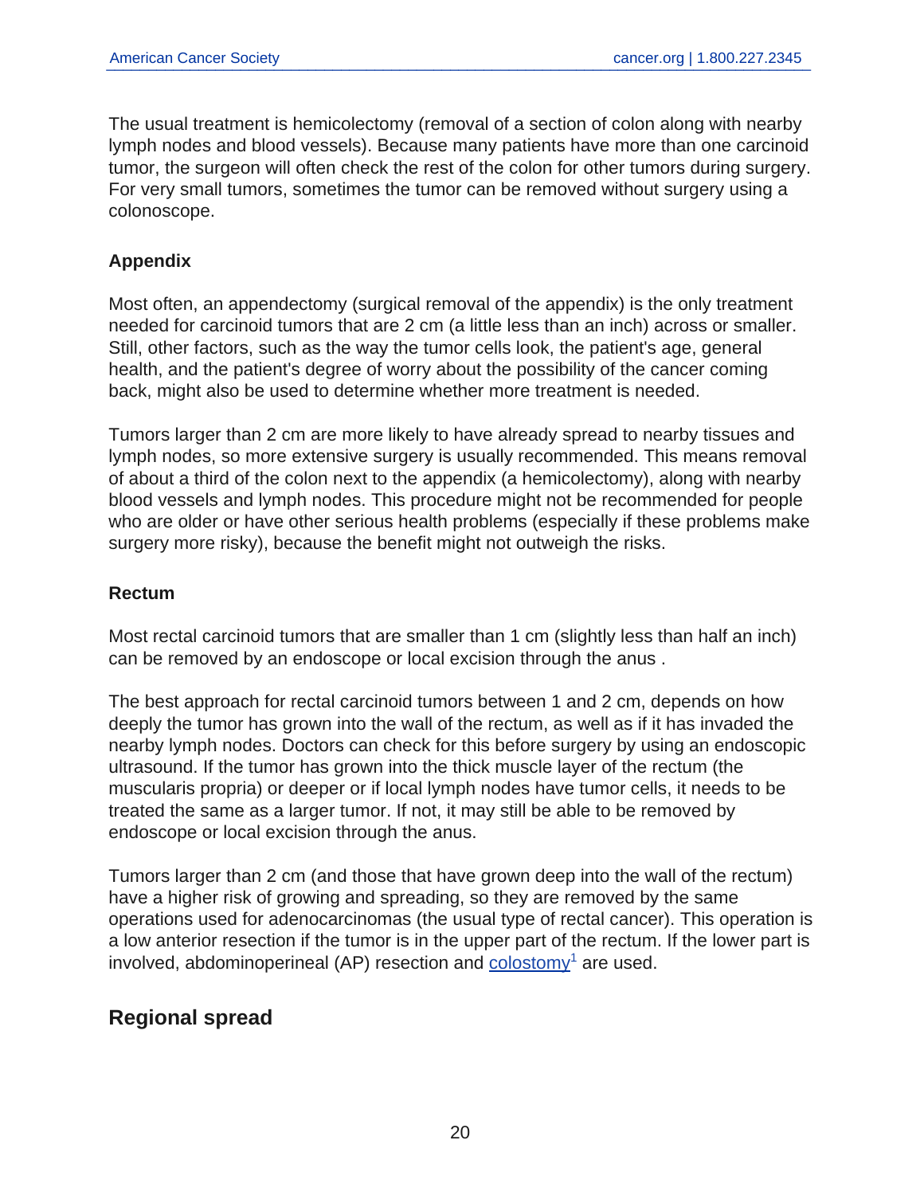The usual treatment is hemicolectomy (removal of a section of colon along with nearby lymph nodes and blood vessels). Because many patients have more than one carcinoid tumor, the surgeon will often check the rest of the colon for other tumors during surgery. For very small tumors, sometimes the tumor can be removed without surgery using a colonoscope.

### Appendix

Most often, an appendectomy (surgical removal of the appendix) is the only treatment needed for carcinoid tumors that are 2 cm (a little less than an inch) across or smaller. Still, other factors, such as the way the tumor cells look, the patient's age, general health, and the patient's degree of worry about the possibility of the cancer coming back, might also be used to determine whether more treatment is needed.

Tumors larger than 2 cm are more likely to have already spread to nearby tissues and lymph nodes, so more extensive surgery is usually recommended. This means removal of about a third of the colon next to the appendix (a hemicolectomy), along with nearby blood vessels and lymph nodes. This procedure might not be recommended for people who are older or have other serious health problems (especially if these problems make surgery more risky), because the benefit might not outweigh the risks.

### Rectum

Most rectal carcinoid tumors that are smaller than 1 cm (slightly less than half an inch) can be removed by an endoscope or local excision through the anus .

The best approach for rectal carcinoid tumors between 1 and 2 cm, depends on how deeply the tumor has grown into the wall of the rectum, as well as if it has invaded the nearby lymph nodes. Doctors can check for this before surgery by using an endoscopic ultrasound. If the tumor has grown into the thick muscle layer of the rectum (the muscularis propria) or deeper or if local lymph nodes have tumor cells, it needs to be treated the same as a larger tumor. If not, it may still be able to be removed by endoscope or local excision through the anus.

Tumors larger than 2 cm (and those that have grown deep into the wall of the rectum) have a higher risk of growing and spreading, so they are removed by the same operations used for adenocarcinomas (the usual type of rectal cancer). This operation is a low anterior resection if the tumor is in the upper part of the rectum. If the lower part is involved, abdominoperineal (AP) resection and colostomy[1] are used.

## Regional spread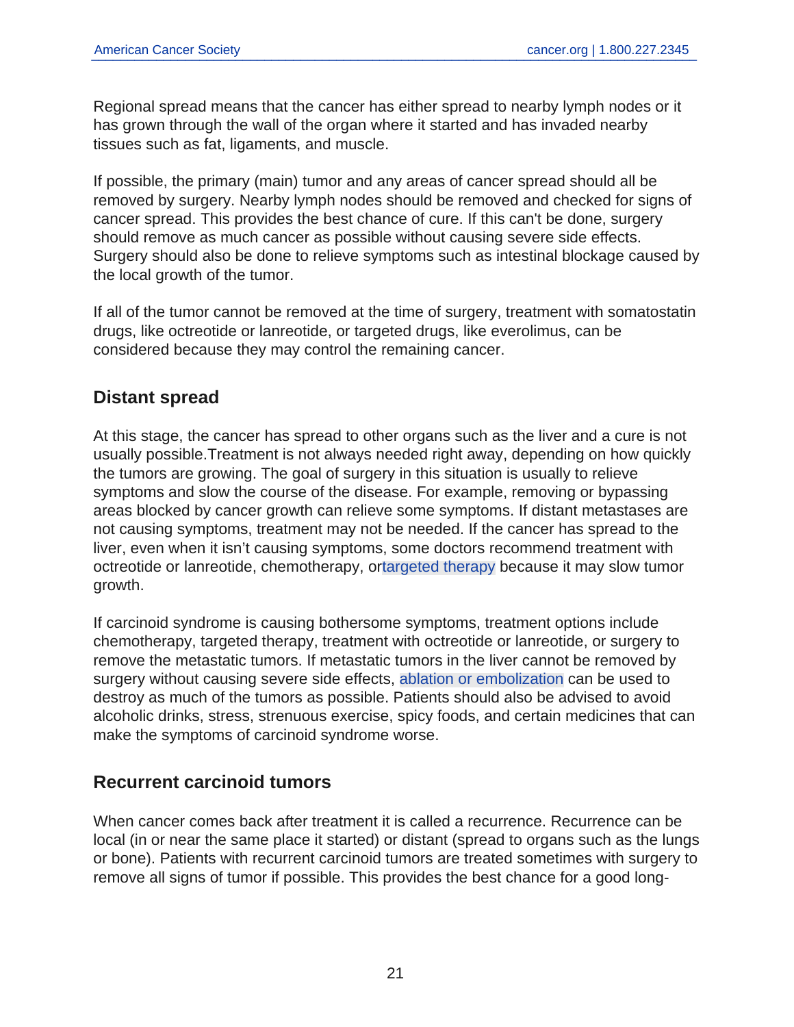Regional spread means that the cancer has either spread to nearby lymph nodes or it has grown through the wall of the organ where it started and has invaded nearby tissues such as fat, ligaments, and muscle.

If possible, the primary (main) tumor and any areas of cancer spread should all be removed by surgery. Nearby lymph nodes should be removed and checked for signs of cancer spread. This provides the best chance of cure. If this can't be done, surgery should remove as much cancer as possible without causing severe side effects. Surgery should also be done to relieve symptoms such as intestinal blockage caused by the local growth of the tumor.

If all of the tumor cannot be removed at the time of surgery, treatment with somatostatin drugs, like octreotide or lanreotide, or targeted drugs, like everolimus, can be considered because they may control the remaining cancer.

## Distant spread

At this stage, the cancer has spread to other organs such as the liver and a cure is not usually possible.Treatment is not always needed right away, depending on how quickly the tumors are growing. The goal of surgery in this situation is usually to relieve symptoms and slow the course of the disease. For example, removing or bypassing areas blocked by cancer growth can relieve some symptoms. If distant metastases are not causing symptoms, treatment may not be needed. If the cancer has spread to the liver, even when it isn't causing symptoms, some doctors recommend treatment with octreotide or lanreotide, chemotherapy, ortargeted therapy because it may slow tumor growth.

If carcinoid syndrome is causing bothersome symptoms, treatment options include chemotherapy, targeted therapy, treatment with octreotide or lanreotide, or surgery to remove the metastatic tumors. If metastatic tumors in the liver cannot be removed by surgery without causing severe side effects, ablation or embolization can be used to destroy as much of the tumors as possible. Patients should also be advised to avoid alcoholic drinks, stress, strenuous exercise, spicy foods, and certain medicines that can make the symptoms of carcinoid syndrome worse.

## Recurrent carcinoid tumors

When cancer comes back after treatment it is called a recurrence. Recurrence can be local (in or near the same place it started) or distant (spread to organs such as the lungs or bone). Patients with recurrent carcinoid tumors are treated sometimes with surgery to remove all signs of tumor if possible. This provides the best chance for a good long-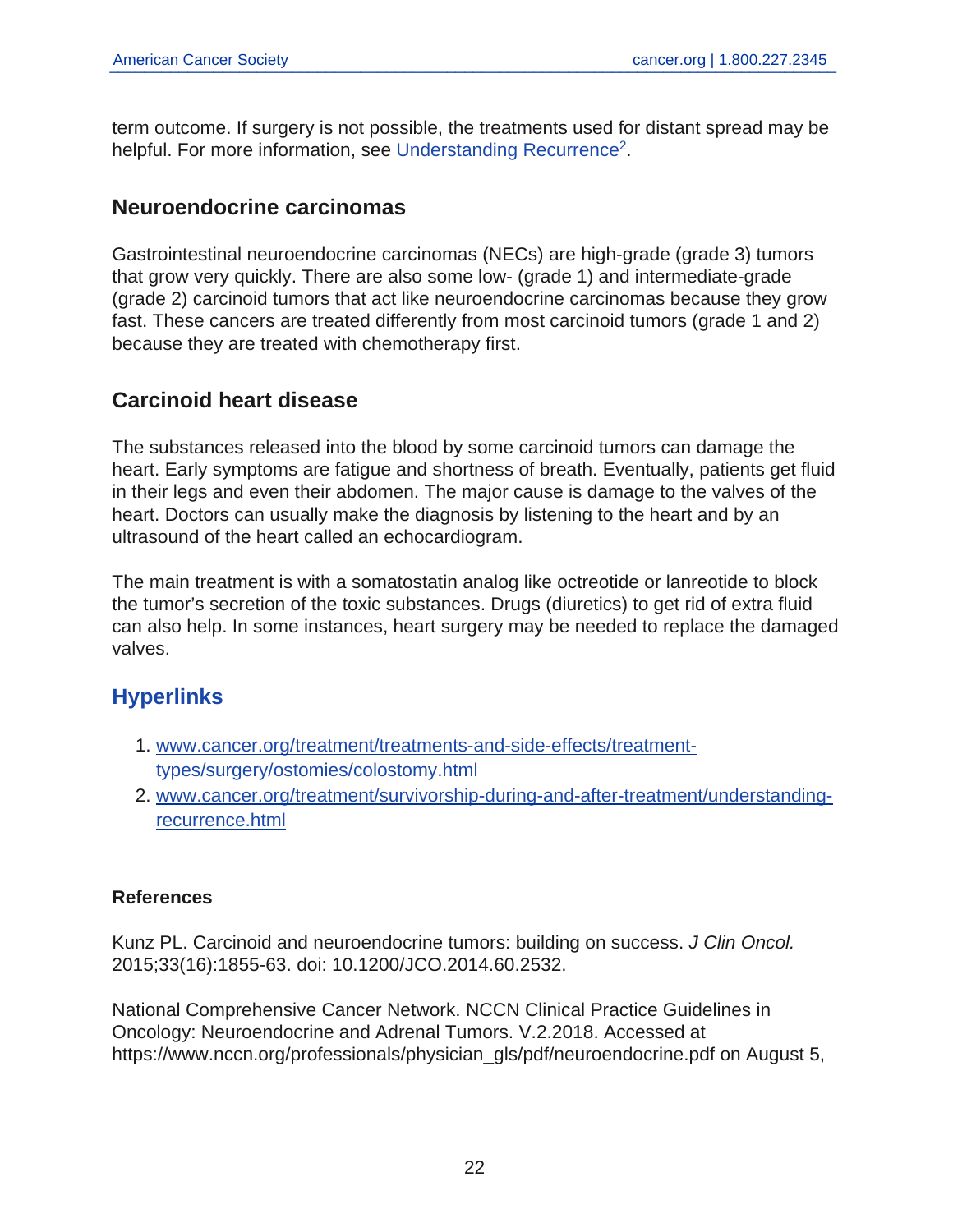term outcome. If surgery is not possible, the treatments used for distant spread may be helpful. For more information, see Understanding Recurrence[2].

## Neuroendocrine carcinomas

Gastrointestinal neuroendocrine carcinomas (NECs) are high-grade (grade 3) tumors that grow very quickly. There are also some low- (grade 1) and intermediate-grade (grade 2) carcinoid tumors that act like neuroendocrine carcinomas because they grow fast. These cancers are treated differently from most carcinoid tumors (grade 1 and 2) because they are treated with chemotherapy first.

## Carcinoid heart disease

The substances released into the blood by some carcinoid tumors can damage the heart. Early symptoms are fatigue and shortness of breath. Eventually, patients get fluid in their legs and even their abdomen. The major cause is damage to the valves of the heart. Doctors can usually make the diagnosis by listening to the heart and by an ultrasound of the heart called an echocardiogram.

The main treatment is with a somatostatin analog like octreotide or lanreotide to block the tumor's secretion of the toxic substances. Drugs (diuretics) to get rid of extra fluid can also help. In some instances, heart surgery may be needed to replace the damaged valves.

## Hyperlinks

1. www.cancer.org/treatment/treatments-and-side-effects/treatment-types/surgery/ostomies/colostomy.html
2. www.cancer.org/treatment/survivorship-during-and-after-treatment/understanding-recurrence.html

### References

Kunz PL. Carcinoid and neuroendocrine tumors: building on success. *J Clin Oncol.* 2015;33(16):1855-63. doi: 10.1200/JCO.2014.60.2532.

National Comprehensive Cancer Network. NCCN Clinical Practice Guidelines in Oncology: Neuroendocrine and Adrenal Tumors. V.2.2018. Accessed at https://www.nccn.org/professionals/physician_gls/pdf/neuroendocrine.pdf on August 5,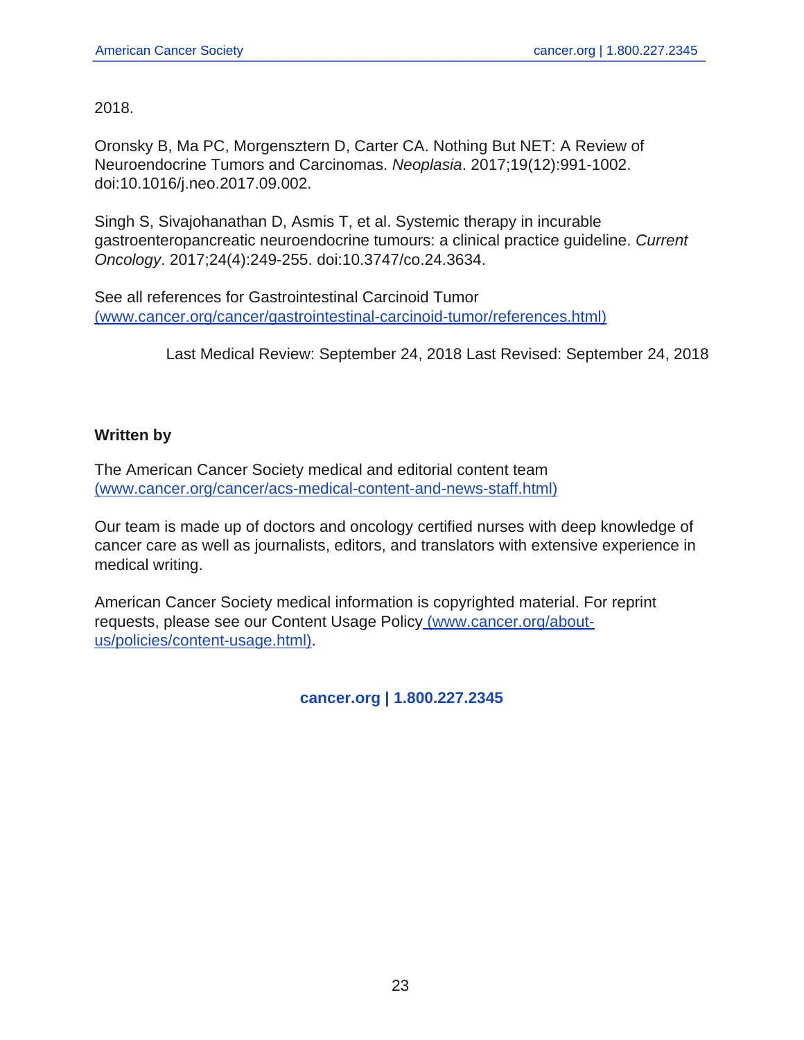2018.

Oronsky B, Ma PC, Morgensztern D, Carter CA. Nothing But NET: A Review of Neuroendocrine Tumors and Carcinomas. *Neoplasia*. 2017;19(12):991-1002. doi:10.1016/j.neo.2017.09.002.

Singh S, Sivajohanathan D, Asmis T, et al. Systemic therapy in incurable gastroenteropancreatic neuroendocrine tumours: a clinical practice guideline. *Current Oncology*. 2017;24(4):249-255. doi:10.3747/co.24.3634.

See all references for Gastrointestinal Carcinoid Tumor (www.cancer.org/cancer/gastrointestinal-carcinoid-tumor/references.html)

Last Medical Review: September 24, 2018 Last Revised: September 24, 2018

**Written by**

The American Cancer Society medical and editorial content team (www.cancer.org/cancer/acs-medical-content-and-news-staff.html)

Our team is made up of doctors and oncology certified nurses with deep knowledge of cancer care as well as journalists, editors, and translators with extensive experience in medical writing.

American Cancer Society medical information is copyrighted material. For reprint requests, please see our Content Usage Policy (www.cancer.org/about-us/policies/content-usage.html).

**cancer.org | 1.800.227.2345**